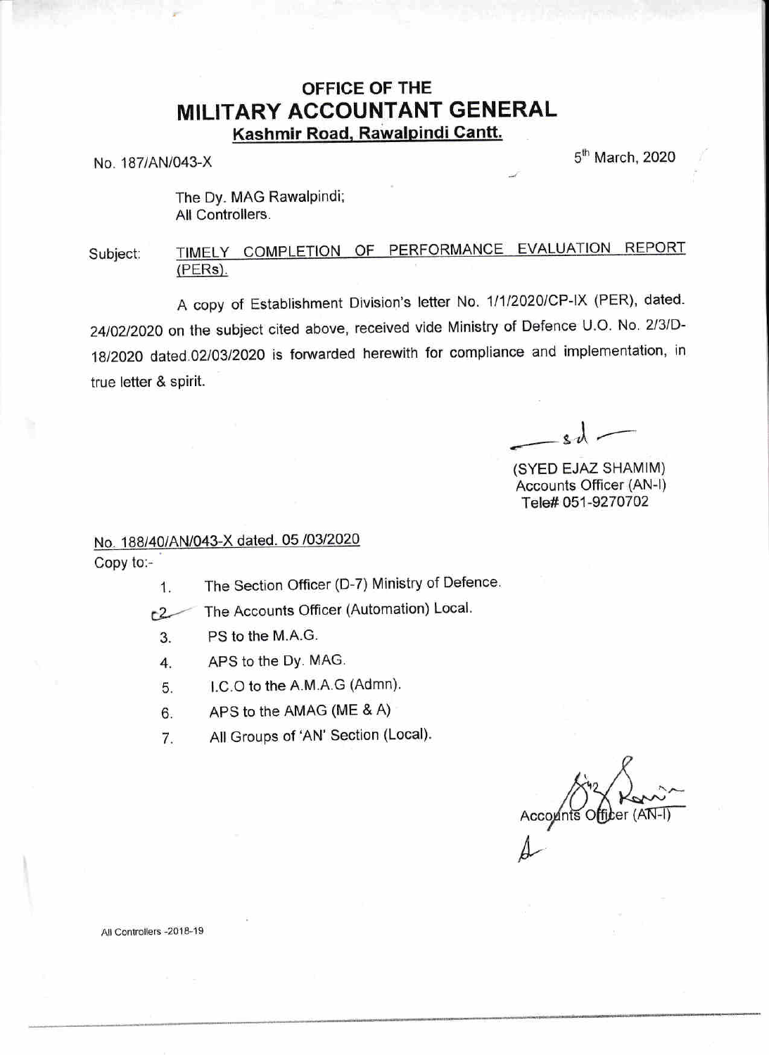## OFFICE OF THE
# MILITARY ACCOUNTANT GENERAL
**Kashmir Road, Rawalpindi Cantt.**

No. 187/AN/043-X

5th March, 2020

The Dy. MAG Rawalpindi;
All Controllers.

Subject: TIMELY COMPLETION OF PERFORMANCE EVALUATION REPORT (PERs).

A copy of Establishment Division's letter No. 1/1/2020/CP-IX (PER), dated. 24/02/2020 on the subject cited above, received vide Ministry of Defence U.O. No. 2/3/D-18/2020 dated.02/03/2020 is forwarded herewith for compliance and implementation, in true letter & spirit.

sd

(SYED EJAZ SHAMIM)
Accounts Officer (AN-I)
Tele# 051-9270702

No. 188/40/AN/043-X dated. 05 /03/2020

Copy to:-

1. The Section Officer (D-7) Ministry of Defence.
2. The Accounts Officer (Automation) Local.
3. PS to the M.A.G.
4. APS to the Dy. MAG.
5. I.C.O to the A.M.A.G (Admn).
6. APS to the AMAG (ME & A)
7. All Groups of 'AN' Section (Local).

Accounts Officer (AN-I)

All Controllers -2018-19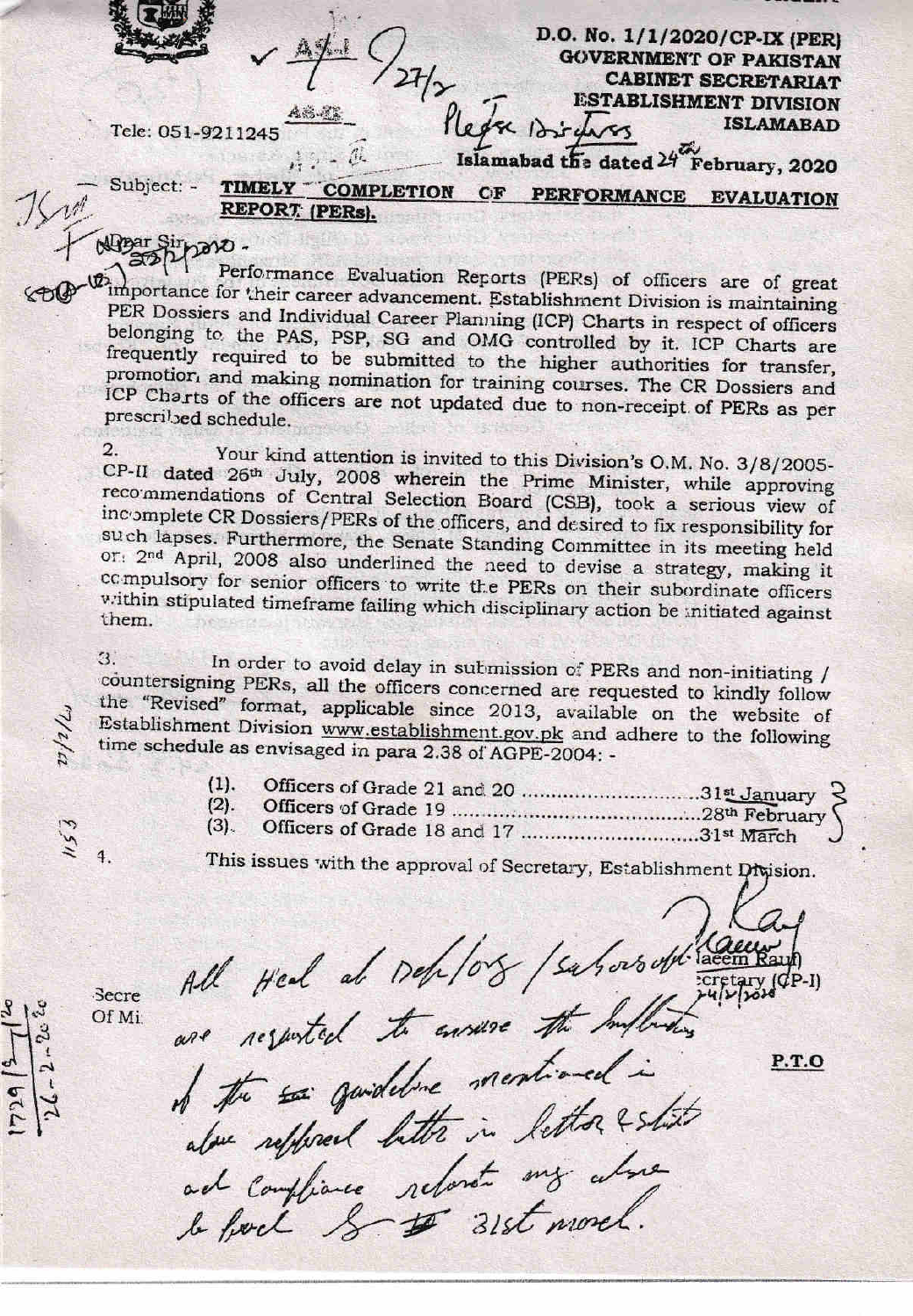D.O. No. 1/1/2020/CP-IX (PER)
**GOVERNMENT OF PAKISTAN**
**CABINET SECRETARIAT**
**ESTABLISHMENT DIVISION**
**ISLAMABAD**

Tele: 051-9211245

Islamabad the dated 24th February, 2020

Subject: - **TIMELY COMPLETION OF PERFORMANCE EVALUATION REPORT (PERs).**

Dear Sir,

Performance Evaluation Reports (PERs) of officers are of great importance for their career advancement. Establishment Division is maintaining PER Dossiers and Individual Career Planning (ICP) Charts in respect of officers belonging to the PAS, PSP, SG and OMG controlled by it. ICP Charts are frequently required to be submitted to the higher authorities for transfer, promotion and making nomination for training courses. The CR Dossiers and ICP Charts of the officers are not updated due to non-receipt of PERs as per prescribed schedule.

2. Your kind attention is invited to this Division's O.M. No. 3/8/2005-CP-II dated 26th July, 2008 wherein the Prime Minister, while approving recommendations of Central Selection Board (CSB), took a serious view of incomplete CR Dossiers/PERs of the officers, and desired to fix responsibility for such lapses. Furthermore, the Senate Standing Committee in its meeting held on 2nd April, 2008 also underlined the need to devise a strategy, making it compulsory for senior officers to write the PERs on their subordinate officers within stipulated timeframe failing which disciplinary action be initiated against them.

3. In order to avoid delay in submission of PERs and non-initiating / countersigning PERs, all the officers concerned are requested to kindly follow the "Revised" format, applicable since 2013, available on the website of Establishment Division www.establishment.gov.pk and adhere to the following time schedule as envisaged in para 2.38 of AGPE-2004: -

(1). Officers of Grade 21 and 20 ............................31st January
(2). Officers of Grade 19 ............................28th February
(3). Officers of Grade 18 and 17 ............................31st March

4. This issues with the approval of Secretary, Establishment Division.

(Naeem Rauf)
Secretary (CP-I)
24/2/2020

Secre
Of Mi

All Head of Deptt/Orgs/Subordinate offices are requested to ensure the implementation of the guideline mentioned in above referred letter in letter & spirit and compliance report may also be faxed by 31st march.

**P.T.O**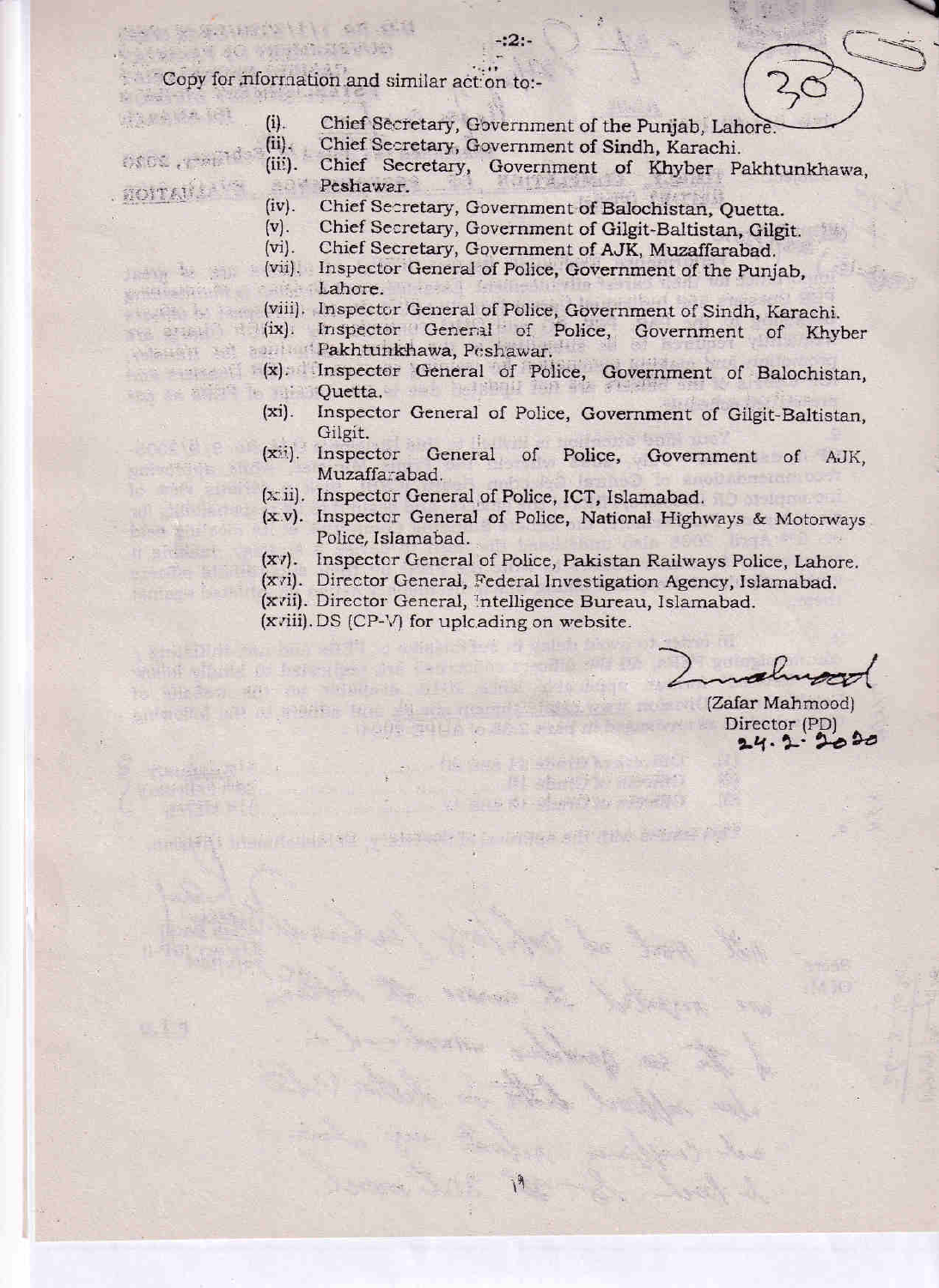Copy for information and similar action to:-

(i). Chief Secretary, Government of the Punjab, Lahore.
(ii). Chief Secretary, Government of Sindh, Karachi.
(iii). Chief Secretary, Government of Khyber Pakhtunkhawa, Peshawar.
(iv). Chief Secretary, Government of Balochistan, Quetta.
(v). Chief Secretary, Government of Gilgit-Baltistan, Gilgit.
(vi). Chief Secretary, Government of AJK, Muzaffarabad.
(vii). Inspector General of Police, Government of the Punjab, Lahore.
(viii). Inspector General of Police, Government of Sindh, Karachi.
(ix). Inspector General of Police, Government of Khyber Pakhtunkhawa, Peshawar.
(x). Inspector General of Police, Government of Balochistan, Quetta.
(xi). Inspector General of Police, Government of Gilgit-Baltistan, Gilgit.
(xii). Inspector General of Police, Government of AJK, Muzaffarabad.
(xiii). Inspector General of Police, ICT, Islamabad.
(xiv). Inspector General of Police, National Highways & Motorways Police, Islamabad.
(xv). Inspector General of Police, Pakistan Railways Police, Lahore.
(xvi). Director General, Federal Investigation Agency, Islamabad.
(xvii). Director General, Intelligence Bureau, Islamabad.
(xviii). DS (CP-V) for uploading on website.

(Zafar Mahmood)
Director (PD)
24.2.2020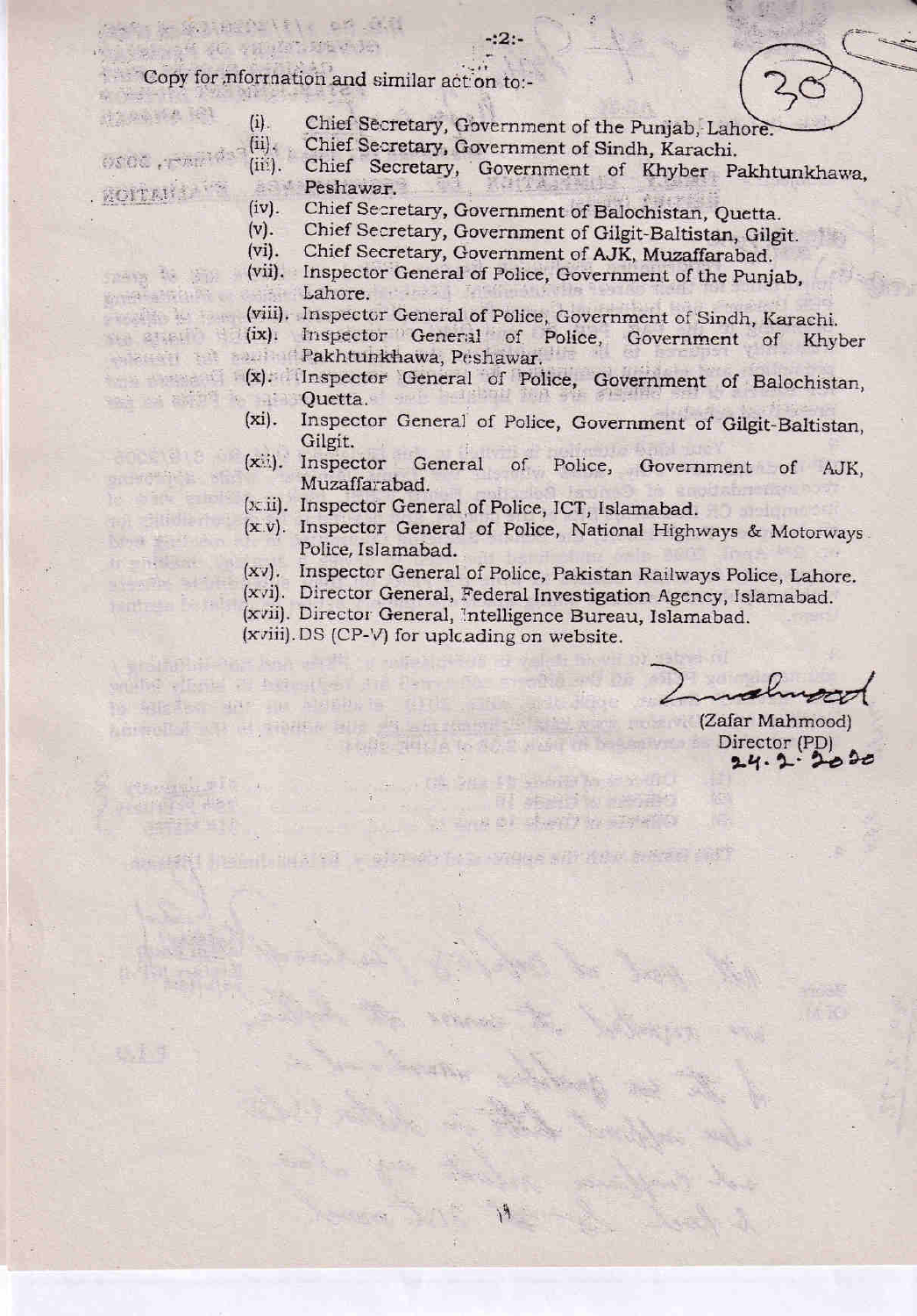Copy for information and similar action to:-

(i). Chief Secretary, Government of the Punjab, Lahore.
(ii). Chief Secretary, Government of Sindh, Karachi.
(iii). Chief Secretary, Government of Khyber Pakhtunkhawa, Peshawar.
(iv). Chief Secretary, Government of Balochistan, Quetta.
(v). Chief Secretary, Government of Gilgit-Baltistan, Gilgit.
(vi). Chief Secretary, Government of AJK, Muzaffarabad.
(vii). Inspector General of Police, Government of the Punjab, Lahore.
(viii). Inspector General of Police, Government of Sindh, Karachi.
(ix). Inspector General of Police, Government of Khyber Pakhtunkhawa, Peshawar.
(x). Inspector General of Police, Government of Balochistan, Quetta.
(xi). Inspector General of Police, Government of Gilgit-Baltistan, Gilgit.
(xii). Inspector General of Police, Government of AJK, Muzaffarabad.
(xiii). Inspector General of Police, ICT, Islamabad.
(xiv). Inspector General of Police, National Highways & Motorways Police, Islamabad.
(xv). Inspector General of Police, Pakistan Railways Police, Lahore.
(xvi). Director General, Federal Investigation Agency, Islamabad.
(xvii). Director General, Intelligence Bureau, Islamabad.
(xviii). DS (CP-V) for uploading on website.

(Zafar Mahmood)
Director (PD)
24.2.2020